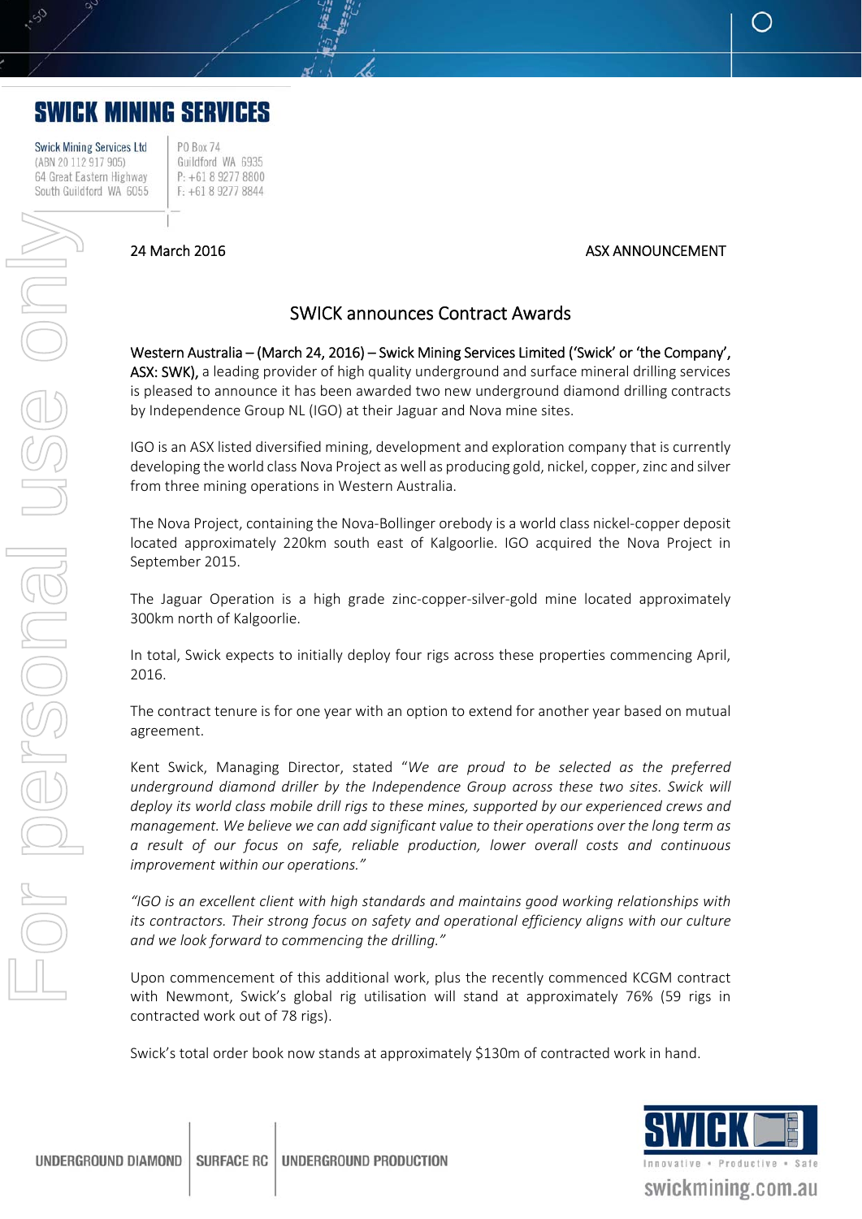# SWICK MINING SERVICES

Swick Mining Services Ltd
(ABN 20 112 917 905)
64 Great Eastern Highway
South Guildford WA 6055

PO Box 74
Guildford WA 6935
P: +61 8 9277 8800
F: +61 8 9277 8844

24 March 2016

ASX ANNOUNCEMENT

## SWICK announces Contract Awards

**Western Australia – (March 24, 2016) – Swick Mining Services Limited ('Swick' or 'the Company', ASX: SWK),** a leading provider of high quality underground and surface mineral drilling services is pleased to announce it has been awarded two new underground diamond drilling contracts by Independence Group NL (IGO) at their Jaguar and Nova mine sites.

IGO is an ASX listed diversified mining, development and exploration company that is currently developing the world class Nova Project as well as producing gold, nickel, copper, zinc and silver from three mining operations in Western Australia.

The Nova Project, containing the Nova-Bollinger orebody is a world class nickel-copper deposit located approximately 220km south east of Kalgoorlie. IGO acquired the Nova Project in September 2015.

The Jaguar Operation is a high grade zinc-copper-silver-gold mine located approximately 300km north of Kalgoorlie.

In total, Swick expects to initially deploy four rigs across these properties commencing April, 2016.

The contract tenure is for one year with an option to extend for another year based on mutual agreement.

Kent Swick, Managing Director, stated "*We are proud to be selected as the preferred underground diamond driller by the Independence Group across these two sites. Swick will deploy its world class mobile drill rigs to these mines, supported by our experienced crews and management. We believe we can add significant value to their operations over the long term as a result of our focus on safe, reliable production, lower overall costs and continuous improvement within our operations.*"

*"IGO is an excellent client with high standards and maintains good working relationships with its contractors. Their strong focus on safety and operational efficiency aligns with our culture and we look forward to commencing the drilling."*

Upon commencement of this additional work, plus the recently commenced KCGM contract with Newmont, Swick's global rig utilisation will stand at approximately 76% (59 rigs in contracted work out of 78 rigs).

Swick's total order book now stands at approximately $130m of contracted work in hand.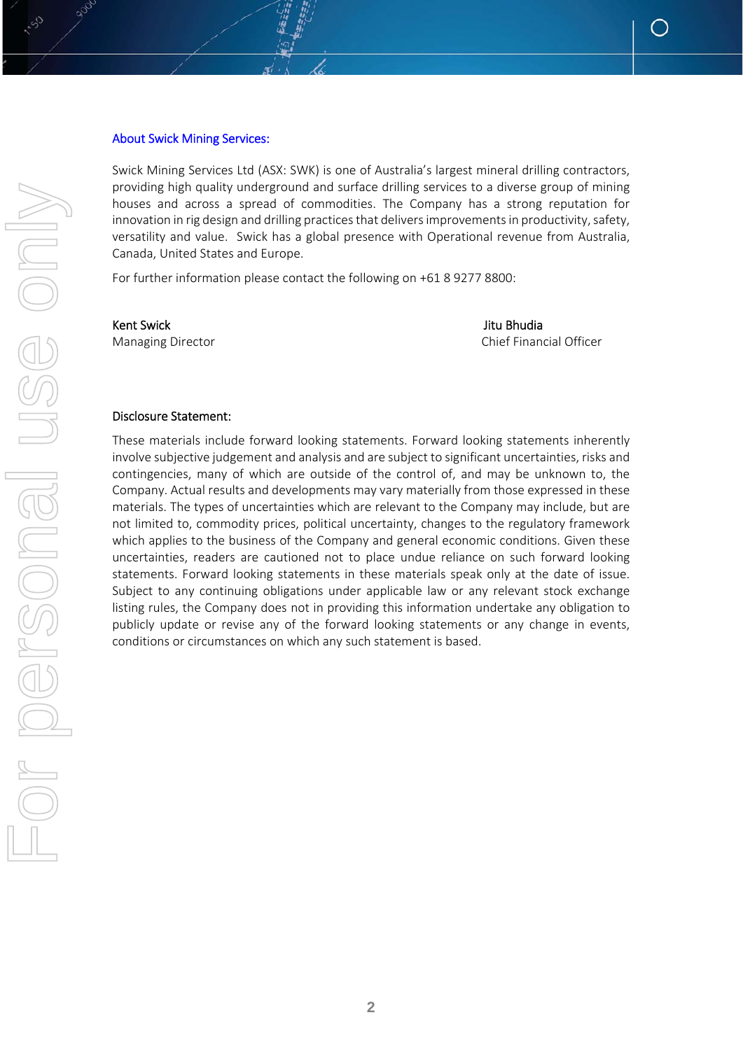## About Swick Mining Services:

Swick Mining Services Ltd (ASX: SWK) is one of Australia's largest mineral drilling contractors, providing high quality underground and surface drilling services to a diverse group of mining houses and across a spread of commodities. The Company has a strong reputation for innovation in rig design and drilling practices that delivers improvements in productivity, safety, versatility and value. Swick has a global presence with Operational revenue from Australia, Canada, United States and Europe.

For further information please contact the following on +61 8 9277 8800:

**Kent Swick**
Managing Director

**Jitu Bhudia**
Chief Financial Officer

## Disclosure Statement:

These materials include forward looking statements. Forward looking statements inherently involve subjective judgement and analysis and are subject to significant uncertainties, risks and contingencies, many of which are outside of the control of, and may be unknown to, the Company. Actual results and developments may vary materially from those expressed in these materials. The types of uncertainties which are relevant to the Company may include, but are not limited to, commodity prices, political uncertainty, changes to the regulatory framework which applies to the business of the Company and general economic conditions. Given these uncertainties, readers are cautioned not to place undue reliance on such forward looking statements. Forward looking statements in these materials speak only at the date of issue. Subject to any continuing obligations under applicable law or any relevant stock exchange listing rules, the Company does not in providing this information undertake any obligation to publicly update or revise any of the forward looking statements or any change in events, conditions or circumstances on which any such statement is based.